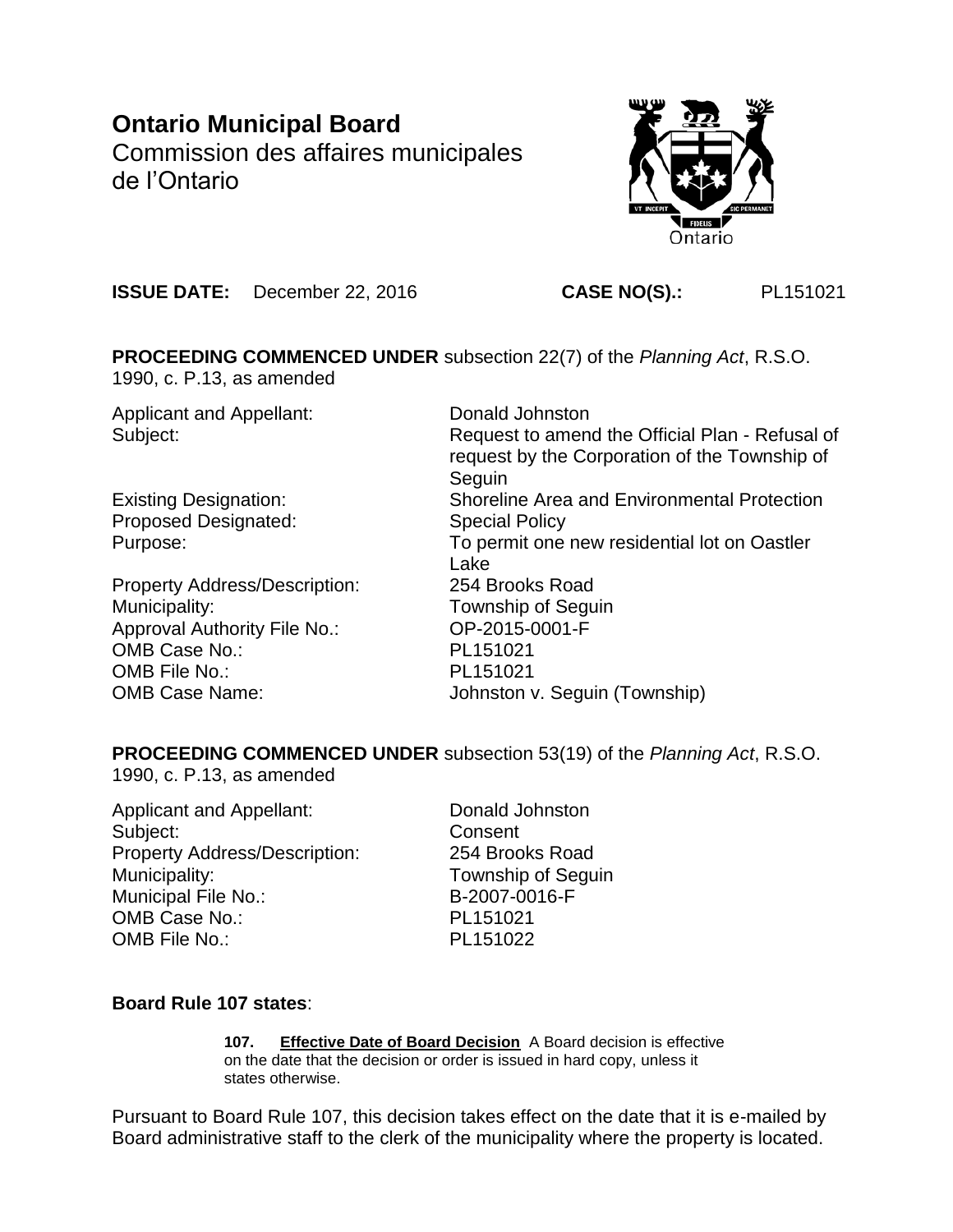# Ontario Municipal Board

Commission des affaires municipales de l'Ontario

**ISSUE DATE:** December 22, 2016 **CASE NO(S).:** PL151021

**PROCEEDING COMMENCED UNDER** subsection 22(7) of the *Planning Act*, R.S.O. 1990, c. P.13, as amended

| | |
|---|---|
| Applicant and Appellant: | Donald Johnston |
| Subject: | Request to amend the Official Plan - Refusal of request by the Corporation of the Township of Seguin |
| Existing Designation: | Shoreline Area and Environmental Protection |
| Proposed Designated: | Special Policy |
| Purpose: | To permit one new residential lot on Oastler Lake |
| Property Address/Description: | 254 Brooks Road |
| Municipality: | Township of Seguin |
| Approval Authority File No.: | OP-2015-0001-F |
| OMB Case No.: | PL151021 |
| OMB File No.: | PL151021 |
| OMB Case Name: | Johnston v. Seguin (Township) |

**PROCEEDING COMMENCED UNDER** subsection 53(19) of the *Planning Act*, R.S.O. 1990, c. P.13, as amended

| | |
|---|---|
| Applicant and Appellant: | Donald Johnston |
| Subject: | Consent |
| Property Address/Description: | 254 Brooks Road |
| Municipality: | Township of Seguin |
| Municipal File No.: | B-2007-0016-F |
| OMB Case No.: | PL151021 |
| OMB File No.: | PL151022 |

**Board Rule 107 states**:

> **107. Effective Date of Board Decision** A Board decision is effective on the date that the decision or order is issued in hard copy, unless it states otherwise.

Pursuant to Board Rule 107, this decision takes effect on the date that it is e-mailed by Board administrative staff to the clerk of the municipality where the property is located.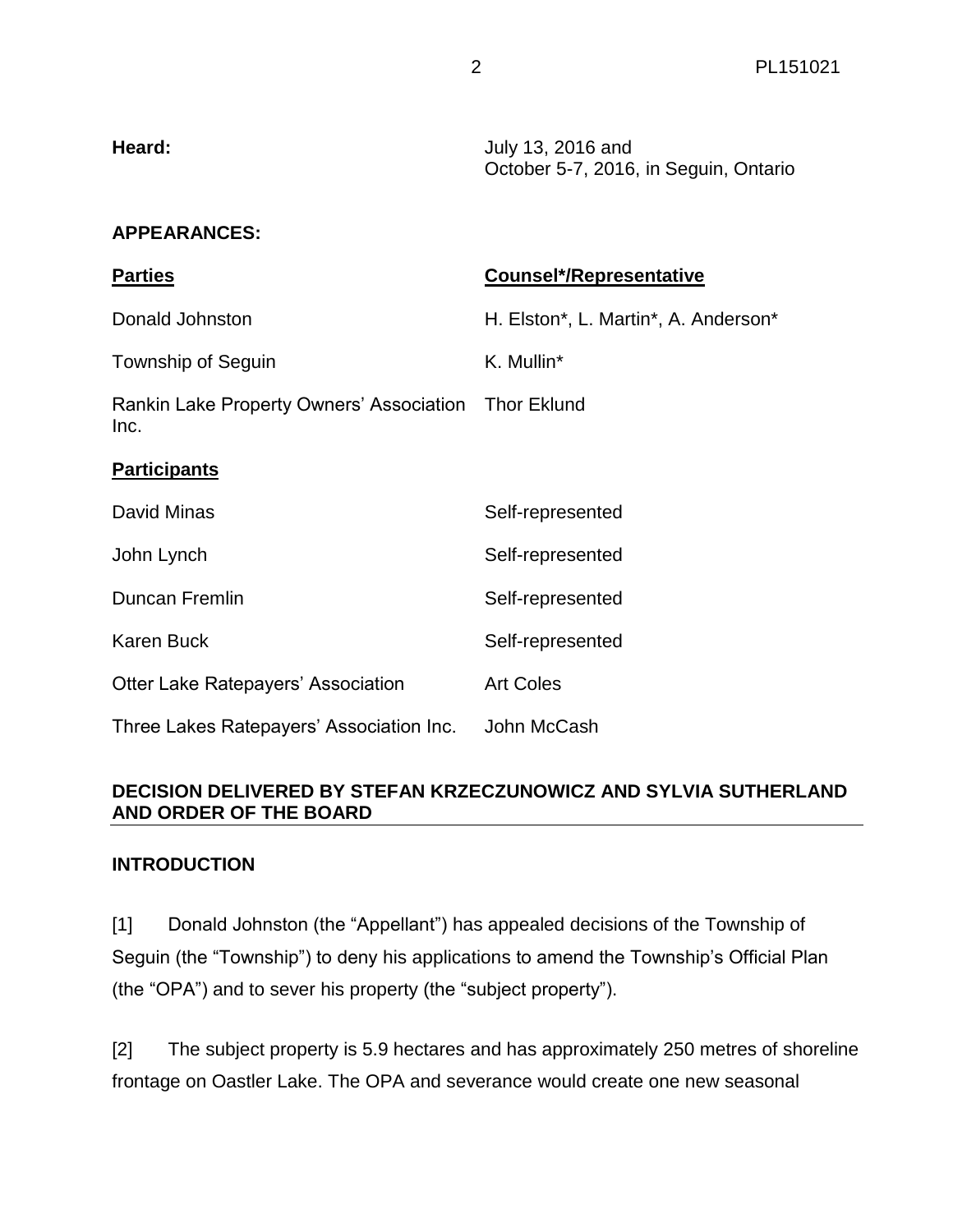| **Heard:** | July 13, 2016 and October 5-7, 2016, in Seguin, Ontario |
|---|---|

**APPEARANCES:**

| **Parties** | **Counsel*/Representative** |
|---|---|
| Donald Johnston | H. Elston*, L. Martin*, A. Anderson* |
| Township of Seguin | K. Mullin* |
| Rankin Lake Property Owners' Association Inc. | Thor Eklund |
| **Participants** | |
| David Minas | Self-represented |
| John Lynch | Self-represented |
| Duncan Fremlin | Self-represented |
| Karen Buck | Self-represented |
| Otter Lake Ratepayers' Association | Art Coles |
| Three Lakes Ratepayers' Association Inc. | John McCash |

## DECISION DELIVERED BY STEFAN KRZECZUNOWICZ AND SYLVIA SUTHERLAND AND ORDER OF THE BOARD

## INTRODUCTION

[1] Donald Johnston (the "Appellant") has appealed decisions of the Township of Seguin (the "Township") to deny his applications to amend the Township's Official Plan (the "OPA") and to sever his property (the "subject property").

[2] The subject property is 5.9 hectares and has approximately 250 metres of shoreline frontage on Oastler Lake. The OPA and severance would create one new seasonal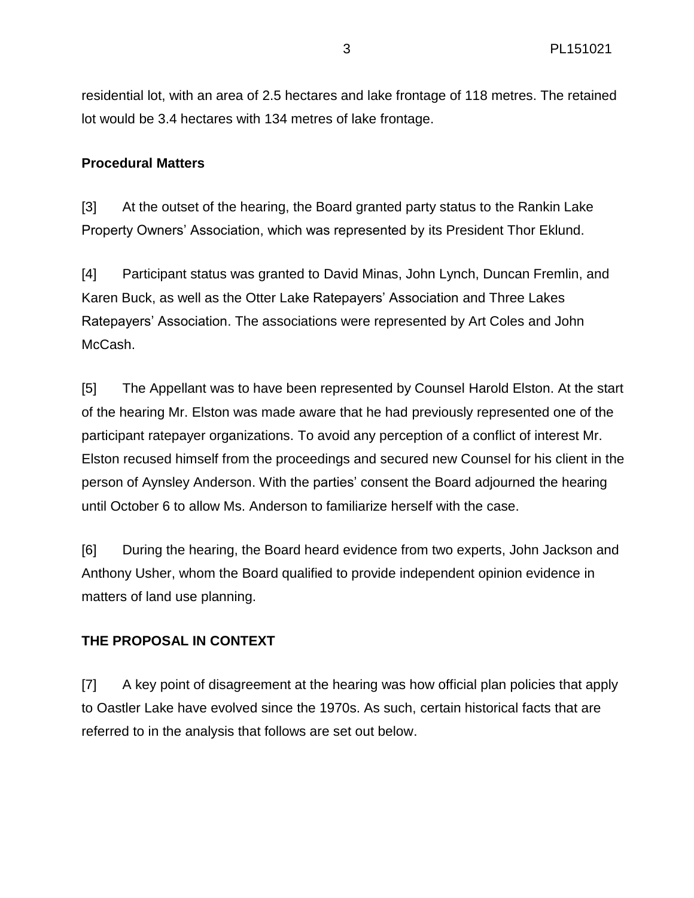residential lot, with an area of 2.5 hectares and lake frontage of 118 metres. The retained lot would be 3.4 hectares with 134 metres of lake frontage.

**Procedural Matters**

[3] At the outset of the hearing, the Board granted party status to the Rankin Lake Property Owners' Association, which was represented by its President Thor Eklund.

[4] Participant status was granted to David Minas, John Lynch, Duncan Fremlin, and Karen Buck, as well as the Otter Lake Ratepayers' Association and Three Lakes Ratepayers' Association. The associations were represented by Art Coles and John McCash.

[5] The Appellant was to have been represented by Counsel Harold Elston. At the start of the hearing Mr. Elston was made aware that he had previously represented one of the participant ratepayer organizations. To avoid any perception of a conflict of interest Mr. Elston recused himself from the proceedings and secured new Counsel for his client in the person of Aynsley Anderson. With the parties' consent the Board adjourned the hearing until October 6 to allow Ms. Anderson to familiarize herself with the case.

[6] During the hearing, the Board heard evidence from two experts, John Jackson and Anthony Usher, whom the Board qualified to provide independent opinion evidence in matters of land use planning.

## THE PROPOSAL IN CONTEXT

[7] A key point of disagreement at the hearing was how official plan policies that apply to Oastler Lake have evolved since the 1970s. As such, certain historical facts that are referred to in the analysis that follows are set out below.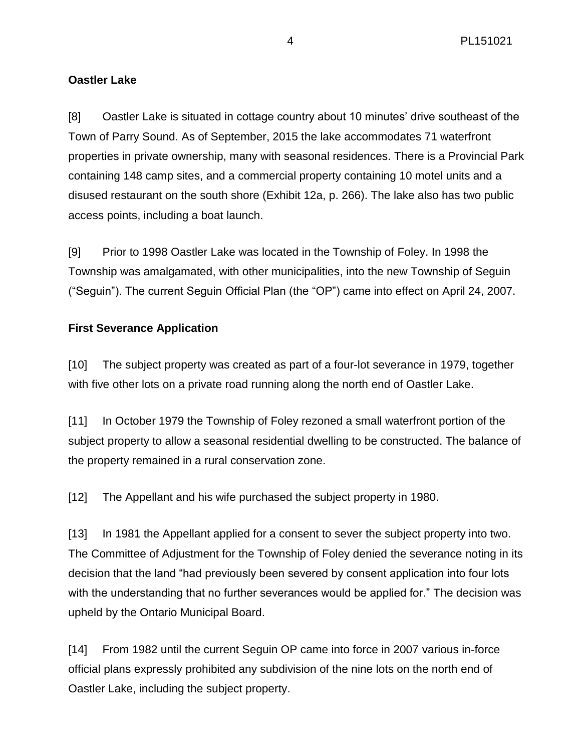**Oastler Lake**

[8] Oastler Lake is situated in cottage country about 10 minutes' drive southeast of the Town of Parry Sound. As of September, 2015 the lake accommodates 71 waterfront properties in private ownership, many with seasonal residences. There is a Provincial Park containing 148 camp sites, and a commercial property containing 10 motel units and a disused restaurant on the south shore (Exhibit 12a, p. 266). The lake also has two public access points, including a boat launch.

[9] Prior to 1998 Oastler Lake was located in the Township of Foley. In 1998 the Township was amalgamated, with other municipalities, into the new Township of Seguin ("Seguin"). The current Seguin Official Plan (the "OP") came into effect on April 24, 2007.

**First Severance Application**

[10] The subject property was created as part of a four-lot severance in 1979, together with five other lots on a private road running along the north end of Oastler Lake.

[11] In October 1979 the Township of Foley rezoned a small waterfront portion of the subject property to allow a seasonal residential dwelling to be constructed. The balance of the property remained in a rural conservation zone.

[12] The Appellant and his wife purchased the subject property in 1980.

[13] In 1981 the Appellant applied for a consent to sever the subject property into two. The Committee of Adjustment for the Township of Foley denied the severance noting in its decision that the land "had previously been severed by consent application into four lots with the understanding that no further severances would be applied for." The decision was upheld by the Ontario Municipal Board.

[14] From 1982 until the current Seguin OP came into force in 2007 various in-force official plans expressly prohibited any subdivision of the nine lots on the north end of Oastler Lake, including the subject property.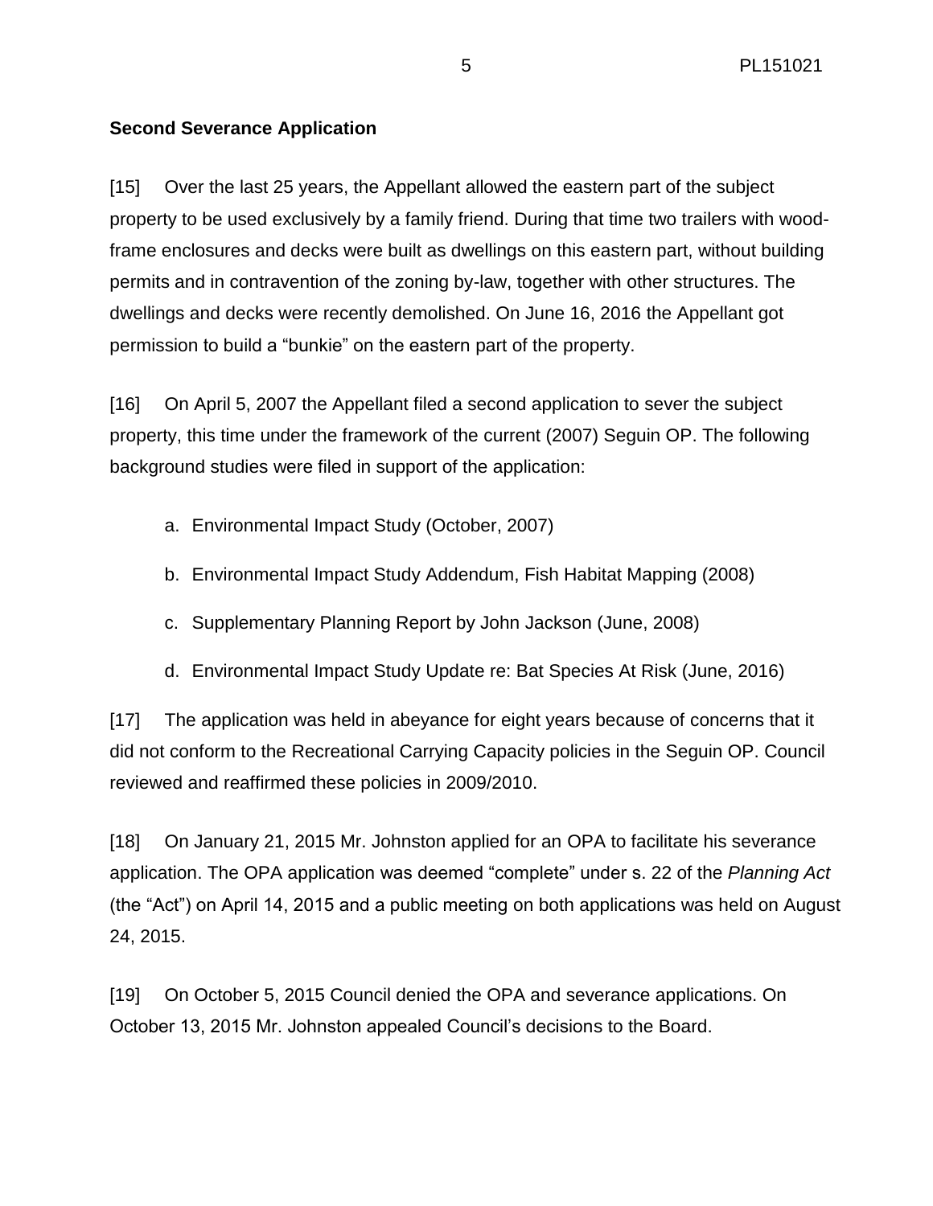## Second Severance Application

[15] Over the last 25 years, the Appellant allowed the eastern part of the subject property to be used exclusively by a family friend. During that time two trailers with wood-frame enclosures and decks were built as dwellings on this eastern part, without building permits and in contravention of the zoning by-law, together with other structures. The dwellings and decks were recently demolished. On June 16, 2016 the Appellant got permission to build a "bunkie" on the eastern part of the property.

[16] On April 5, 2007 the Appellant filed a second application to sever the subject property, this time under the framework of the current (2007) Seguin OP. The following background studies were filed in support of the application:

a. Environmental Impact Study (October, 2007)

b. Environmental Impact Study Addendum, Fish Habitat Mapping (2008)

c. Supplementary Planning Report by John Jackson (June, 2008)

d. Environmental Impact Study Update re: Bat Species At Risk (June, 2016)

[17] The application was held in abeyance for eight years because of concerns that it did not conform to the Recreational Carrying Capacity policies in the Seguin OP. Council reviewed and reaffirmed these policies in 2009/2010.

[18] On January 21, 2015 Mr. Johnston applied for an OPA to facilitate his severance application. The OPA application was deemed "complete" under s. 22 of the *Planning Act* (the "Act") on April 14, 2015 and a public meeting on both applications was held on August 24, 2015.

[19] On October 5, 2015 Council denied the OPA and severance applications. On October 13, 2015 Mr. Johnston appealed Council's decisions to the Board.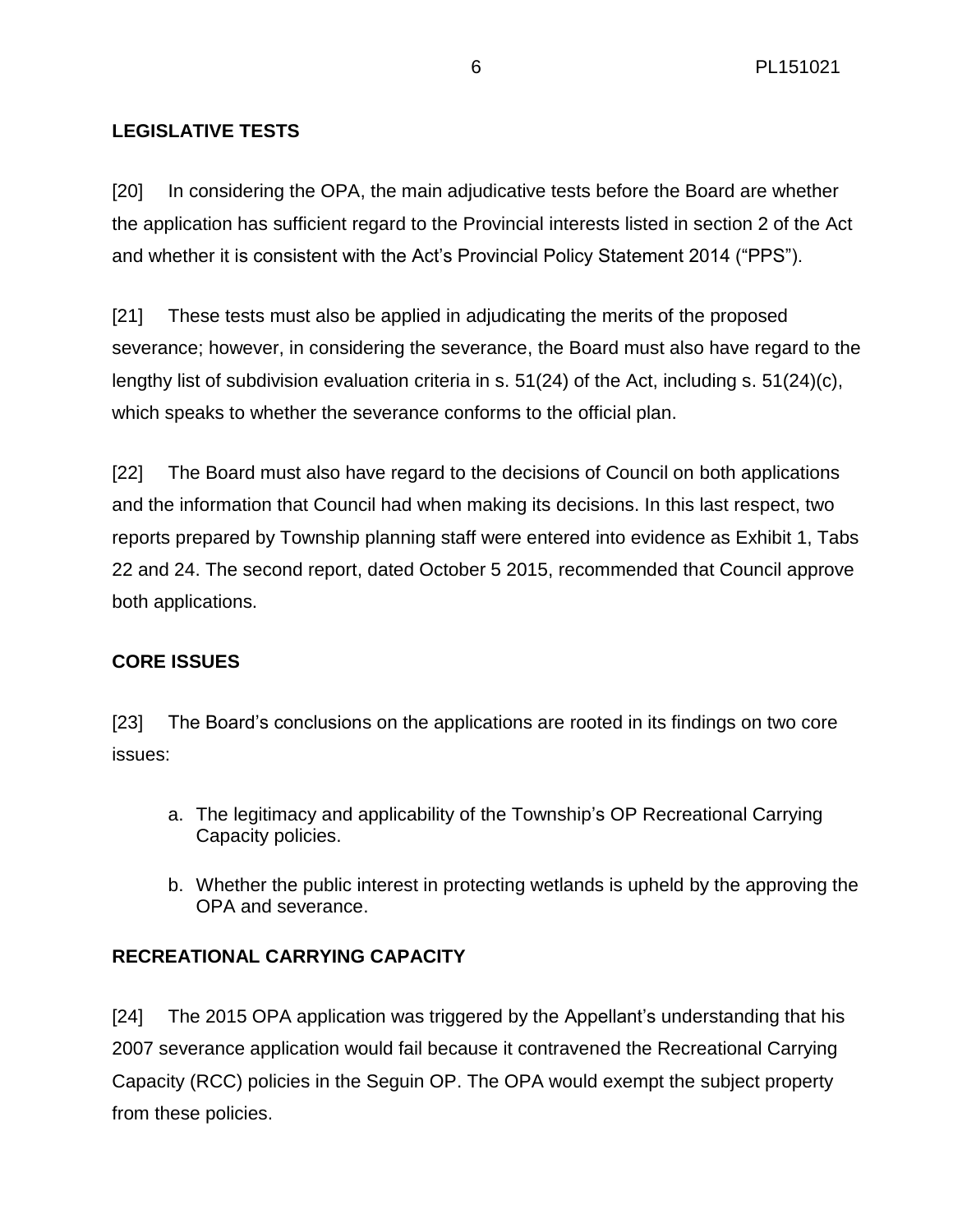## LEGISLATIVE TESTS

[20] In considering the OPA, the main adjudicative tests before the Board are whether the application has sufficient regard to the Provincial interests listed in section 2 of the Act and whether it is consistent with the Act's Provincial Policy Statement 2014 ("PPS").

[21] These tests must also be applied in adjudicating the merits of the proposed severance; however, in considering the severance, the Board must also have regard to the lengthy list of subdivision evaluation criteria in s. 51(24) of the Act, including s. 51(24)(c), which speaks to whether the severance conforms to the official plan.

[22] The Board must also have regard to the decisions of Council on both applications and the information that Council had when making its decisions. In this last respect, two reports prepared by Township planning staff were entered into evidence as Exhibit 1, Tabs 22 and 24. The second report, dated October 5 2015, recommended that Council approve both applications.

## CORE ISSUES

[23] The Board's conclusions on the applications are rooted in its findings on two core issues:

a. The legitimacy and applicability of the Township's OP Recreational Carrying Capacity policies.

b. Whether the public interest in protecting wetlands is upheld by the approving the OPA and severance.

## RECREATIONAL CARRYING CAPACITY

[24] The 2015 OPA application was triggered by the Appellant's understanding that his 2007 severance application would fail because it contravened the Recreational Carrying Capacity (RCC) policies in the Seguin OP. The OPA would exempt the subject property from these policies.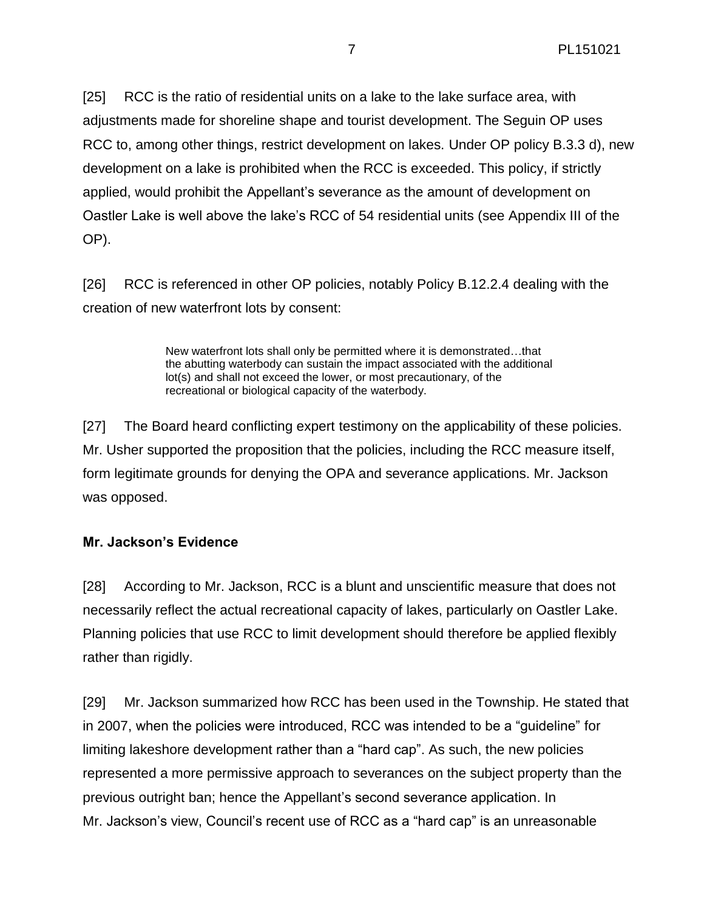[25] RCC is the ratio of residential units on a lake to the lake surface area, with adjustments made for shoreline shape and tourist development. The Seguin OP uses RCC to, among other things, restrict development on lakes. Under OP policy B.3.3 d), new development on a lake is prohibited when the RCC is exceeded. This policy, if strictly applied, would prohibit the Appellant's severance as the amount of development on Oastler Lake is well above the lake's RCC of 54 residential units (see Appendix III of the OP).

[26] RCC is referenced in other OP policies, notably Policy B.12.2.4 dealing with the creation of new waterfront lots by consent:

> New waterfront lots shall only be permitted where it is demonstrated…that the abutting waterbody can sustain the impact associated with the additional lot(s) and shall not exceed the lower, or most precautionary, of the recreational or biological capacity of the waterbody.

[27] The Board heard conflicting expert testimony on the applicability of these policies. Mr. Usher supported the proposition that the policies, including the RCC measure itself, form legitimate grounds for denying the OPA and severance applications. Mr. Jackson was opposed.

**Mr. Jackson's Evidence**

[28] According to Mr. Jackson, RCC is a blunt and unscientific measure that does not necessarily reflect the actual recreational capacity of lakes, particularly on Oastler Lake. Planning policies that use RCC to limit development should therefore be applied flexibly rather than rigidly.

[29] Mr. Jackson summarized how RCC has been used in the Township. He stated that in 2007, when the policies were introduced, RCC was intended to be a "guideline" for limiting lakeshore development rather than a "hard cap". As such, the new policies represented a more permissive approach to severances on the subject property than the previous outright ban; hence the Appellant's second severance application. In Mr. Jackson's view, Council's recent use of RCC as a "hard cap" is an unreasonable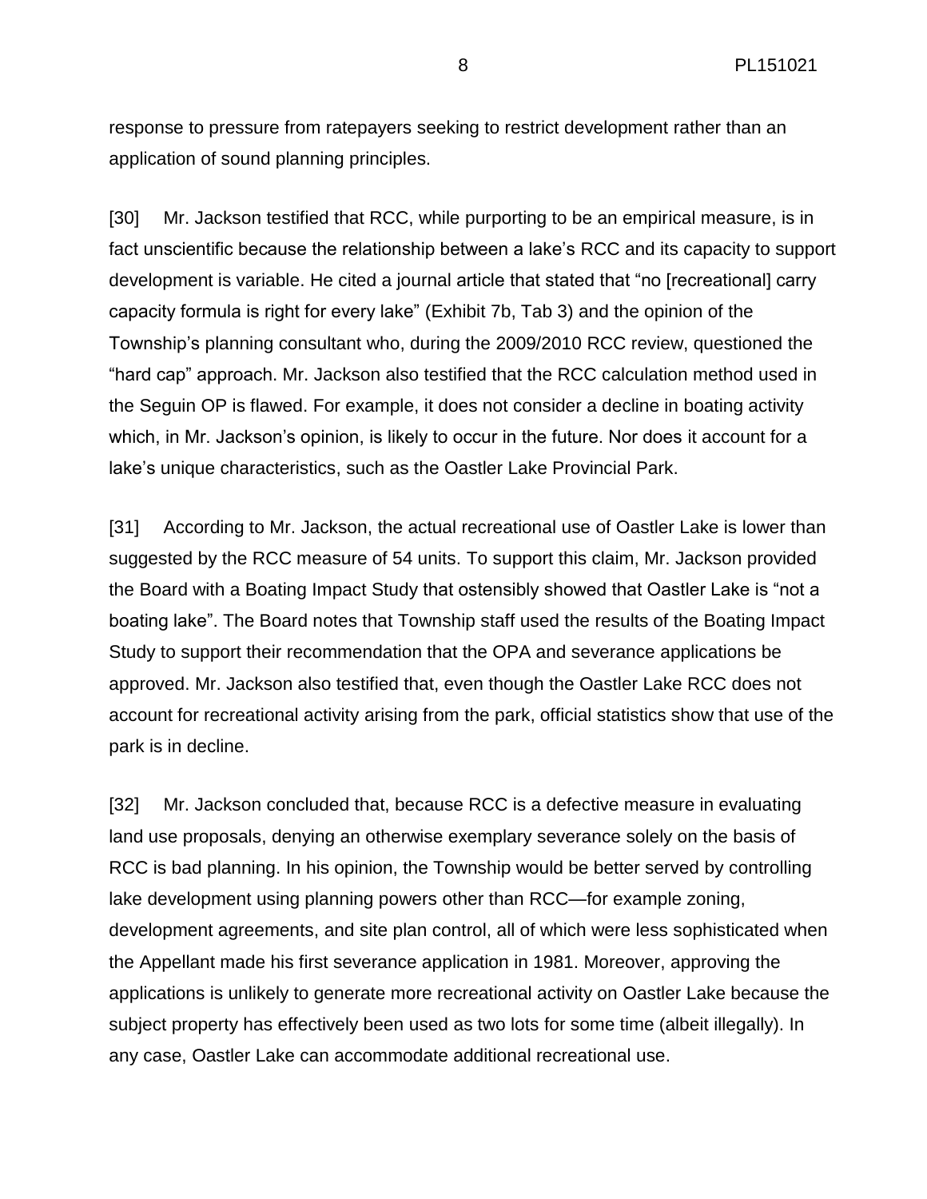response to pressure from ratepayers seeking to restrict development rather than an application of sound planning principles.

[30] Mr. Jackson testified that RCC, while purporting to be an empirical measure, is in fact unscientific because the relationship between a lake's RCC and its capacity to support development is variable. He cited a journal article that stated that "no [recreational] carry capacity formula is right for every lake" (Exhibit 7b, Tab 3) and the opinion of the Township's planning consultant who, during the 2009/2010 RCC review, questioned the "hard cap" approach. Mr. Jackson also testified that the RCC calculation method used in the Seguin OP is flawed. For example, it does not consider a decline in boating activity which, in Mr. Jackson's opinion, is likely to occur in the future. Nor does it account for a lake's unique characteristics, such as the Oastler Lake Provincial Park.

[31] According to Mr. Jackson, the actual recreational use of Oastler Lake is lower than suggested by the RCC measure of 54 units. To support this claim, Mr. Jackson provided the Board with a Boating Impact Study that ostensibly showed that Oastler Lake is "not a boating lake". The Board notes that Township staff used the results of the Boating Impact Study to support their recommendation that the OPA and severance applications be approved. Mr. Jackson also testified that, even though the Oastler Lake RCC does not account for recreational activity arising from the park, official statistics show that use of the park is in decline.

[32] Mr. Jackson concluded that, because RCC is a defective measure in evaluating land use proposals, denying an otherwise exemplary severance solely on the basis of RCC is bad planning. In his opinion, the Township would be better served by controlling lake development using planning powers other than RCC—for example zoning, development agreements, and site plan control, all of which were less sophisticated when the Appellant made his first severance application in 1981. Moreover, approving the applications is unlikely to generate more recreational activity on Oastler Lake because the subject property has effectively been used as two lots for some time (albeit illegally). In any case, Oastler Lake can accommodate additional recreational use.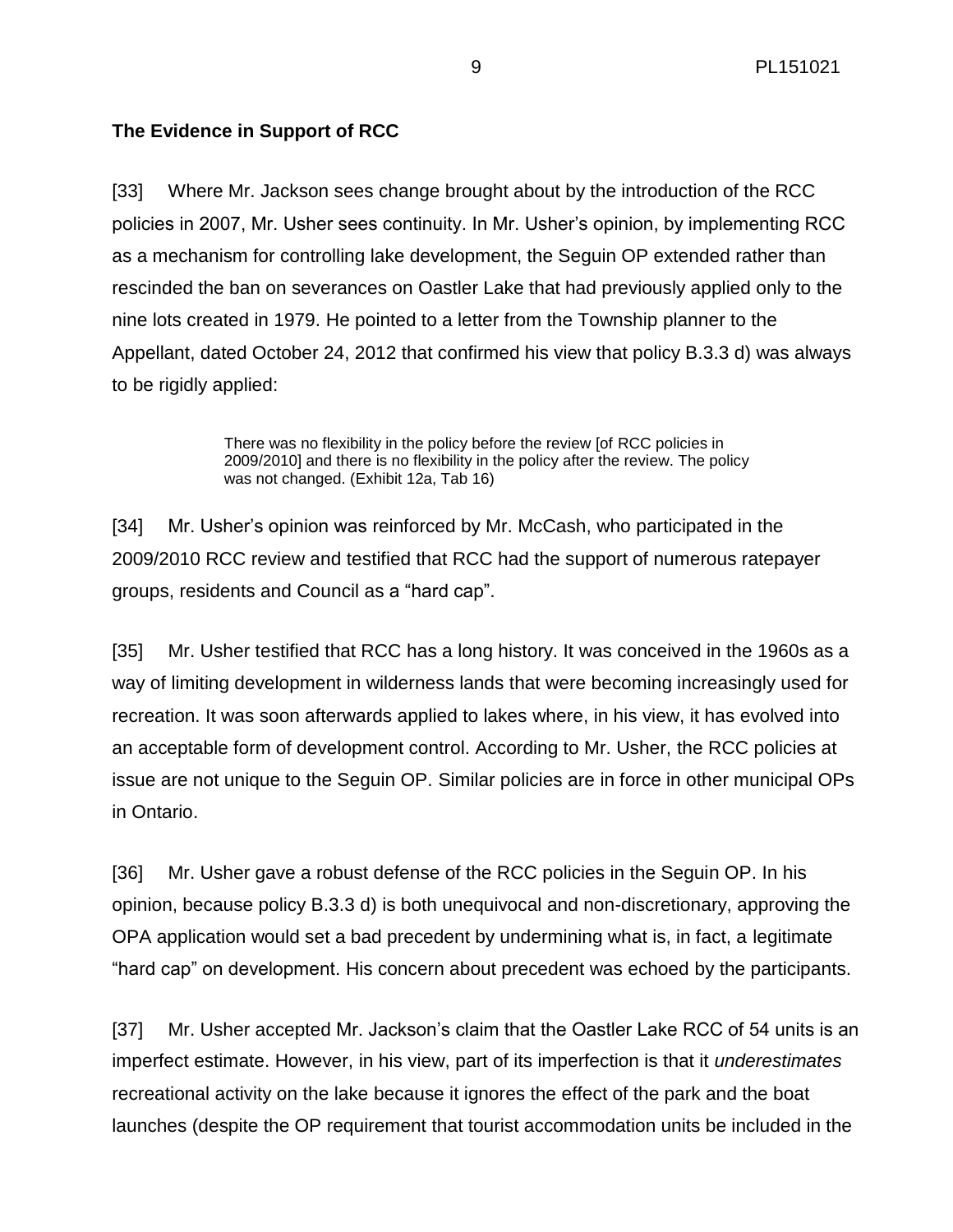**The Evidence in Support of RCC**

[33] Where Mr. Jackson sees change brought about by the introduction of the RCC policies in 2007, Mr. Usher sees continuity. In Mr. Usher's opinion, by implementing RCC as a mechanism for controlling lake development, the Seguin OP extended rather than rescinded the ban on severances on Oastler Lake that had previously applied only to the nine lots created in 1979. He pointed to a letter from the Township planner to the Appellant, dated October 24, 2012 that confirmed his view that policy B.3.3 d) was always to be rigidly applied:

> There was no flexibility in the policy before the review [of RCC policies in 2009/2010] and there is no flexibility in the policy after the review. The policy was not changed. (Exhibit 12a, Tab 16)

[34] Mr. Usher's opinion was reinforced by Mr. McCash, who participated in the 2009/2010 RCC review and testified that RCC had the support of numerous ratepayer groups, residents and Council as a "hard cap".

[35] Mr. Usher testified that RCC has a long history. It was conceived in the 1960s as a way of limiting development in wilderness lands that were becoming increasingly used for recreation. It was soon afterwards applied to lakes where, in his view, it has evolved into an acceptable form of development control. According to Mr. Usher, the RCC policies at issue are not unique to the Seguin OP. Similar policies are in force in other municipal OPs in Ontario.

[36] Mr. Usher gave a robust defense of the RCC policies in the Seguin OP. In his opinion, because policy B.3.3 d) is both unequivocal and non-discretionary, approving the OPA application would set a bad precedent by undermining what is, in fact, a legitimate "hard cap" on development. His concern about precedent was echoed by the participants.

[37] Mr. Usher accepted Mr. Jackson's claim that the Oastler Lake RCC of 54 units is an imperfect estimate. However, in his view, part of its imperfection is that it *underestimates* recreational activity on the lake because it ignores the effect of the park and the boat launches (despite the OP requirement that tourist accommodation units be included in the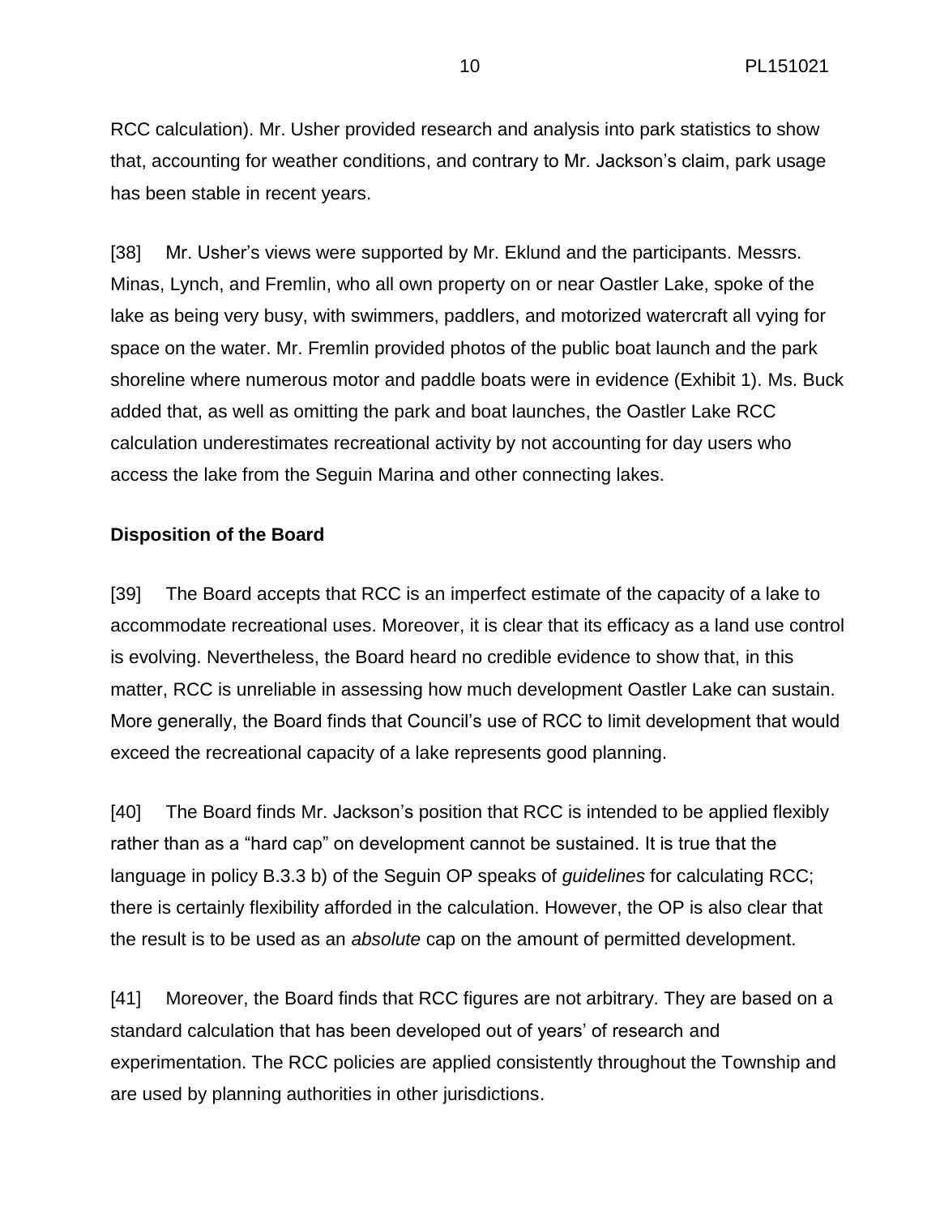RCC calculation). Mr. Usher provided research and analysis into park statistics to show that, accounting for weather conditions, and contrary to Mr. Jackson's claim, park usage has been stable in recent years.

[38] Mr. Usher's views were supported by Mr. Eklund and the participants. Messrs. Minas, Lynch, and Fremlin, who all own property on or near Oastler Lake, spoke of the lake as being very busy, with swimmers, paddlers, and motorized watercraft all vying for space on the water. Mr. Fremlin provided photos of the public boat launch and the park shoreline where numerous motor and paddle boats were in evidence (Exhibit 1). Ms. Buck added that, as well as omitting the park and boat launches, the Oastler Lake RCC calculation underestimates recreational activity by not accounting for day users who access the lake from the Seguin Marina and other connecting lakes.

**Disposition of the Board**

[39] The Board accepts that RCC is an imperfect estimate of the capacity of a lake to accommodate recreational uses. Moreover, it is clear that its efficacy as a land use control is evolving. Nevertheless, the Board heard no credible evidence to show that, in this matter, RCC is unreliable in assessing how much development Oastler Lake can sustain. More generally, the Board finds that Council's use of RCC to limit development that would exceed the recreational capacity of a lake represents good planning.

[40] The Board finds Mr. Jackson's position that RCC is intended to be applied flexibly rather than as a "hard cap" on development cannot be sustained. It is true that the language in policy B.3.3 b) of the Seguin OP speaks of *guidelines* for calculating RCC; there is certainly flexibility afforded in the calculation. However, the OP is also clear that the result is to be used as an *absolute* cap on the amount of permitted development.

[41] Moreover, the Board finds that RCC figures are not arbitrary. They are based on a standard calculation that has been developed out of years' of research and experimentation. The RCC policies are applied consistently throughout the Township and are used by planning authorities in other jurisdictions.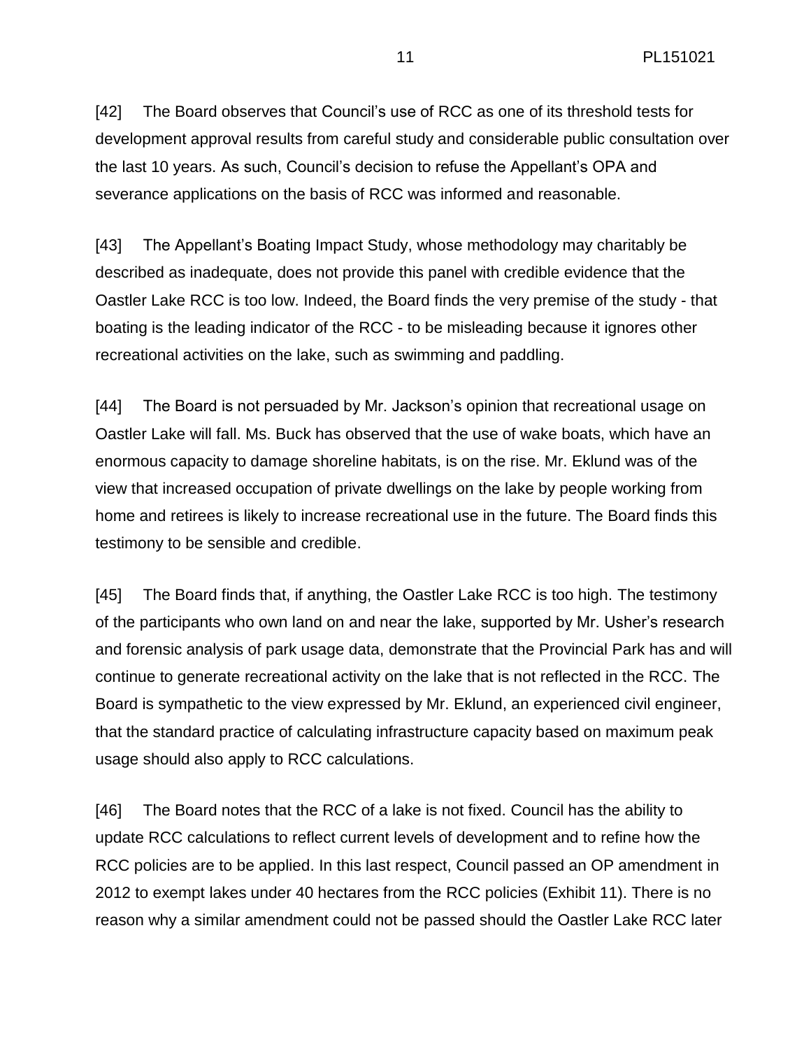[42] The Board observes that Council's use of RCC as one of its threshold tests for development approval results from careful study and considerable public consultation over the last 10 years. As such, Council's decision to refuse the Appellant's OPA and severance applications on the basis of RCC was informed and reasonable.

[43] The Appellant's Boating Impact Study, whose methodology may charitably be described as inadequate, does not provide this panel with credible evidence that the Oastler Lake RCC is too low. Indeed, the Board finds the very premise of the study - that boating is the leading indicator of the RCC - to be misleading because it ignores other recreational activities on the lake, such as swimming and paddling.

[44] The Board is not persuaded by Mr. Jackson's opinion that recreational usage on Oastler Lake will fall. Ms. Buck has observed that the use of wake boats, which have an enormous capacity to damage shoreline habitats, is on the rise. Mr. Eklund was of the view that increased occupation of private dwellings on the lake by people working from home and retirees is likely to increase recreational use in the future. The Board finds this testimony to be sensible and credible.

[45] The Board finds that, if anything, the Oastler Lake RCC is too high. The testimony of the participants who own land on and near the lake, supported by Mr. Usher's research and forensic analysis of park usage data, demonstrate that the Provincial Park has and will continue to generate recreational activity on the lake that is not reflected in the RCC. The Board is sympathetic to the view expressed by Mr. Eklund, an experienced civil engineer, that the standard practice of calculating infrastructure capacity based on maximum peak usage should also apply to RCC calculations.

[46] The Board notes that the RCC of a lake is not fixed. Council has the ability to update RCC calculations to reflect current levels of development and to refine how the RCC policies are to be applied. In this last respect, Council passed an OP amendment in 2012 to exempt lakes under 40 hectares from the RCC policies (Exhibit 11). There is no reason why a similar amendment could not be passed should the Oastler Lake RCC later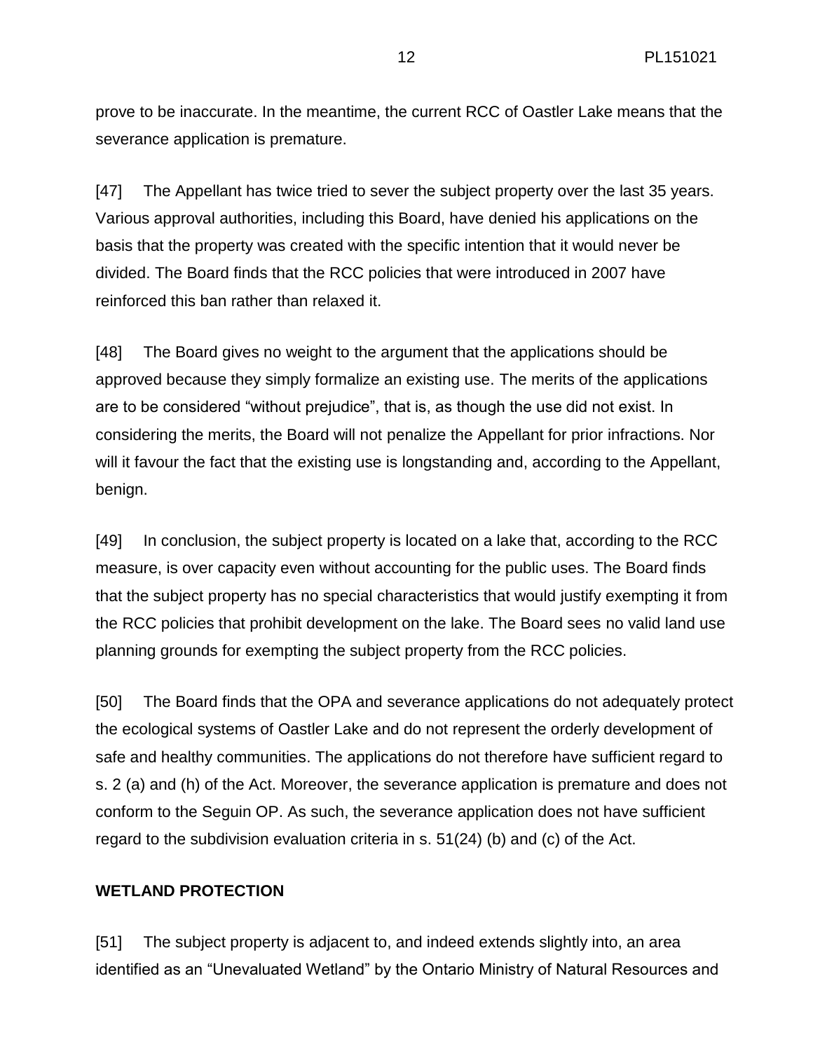prove to be inaccurate. In the meantime, the current RCC of Oastler Lake means that the severance application is premature.

[47] The Appellant has twice tried to sever the subject property over the last 35 years. Various approval authorities, including this Board, have denied his applications on the basis that the property was created with the specific intention that it would never be divided. The Board finds that the RCC policies that were introduced in 2007 have reinforced this ban rather than relaxed it.

[48] The Board gives no weight to the argument that the applications should be approved because they simply formalize an existing use. The merits of the applications are to be considered "without prejudice", that is, as though the use did not exist. In considering the merits, the Board will not penalize the Appellant for prior infractions. Nor will it favour the fact that the existing use is longstanding and, according to the Appellant, benign.

[49] In conclusion, the subject property is located on a lake that, according to the RCC measure, is over capacity even without accounting for the public uses. The Board finds that the subject property has no special characteristics that would justify exempting it from the RCC policies that prohibit development on the lake. The Board sees no valid land use planning grounds for exempting the subject property from the RCC policies.

[50] The Board finds that the OPA and severance applications do not adequately protect the ecological systems of Oastler Lake and do not represent the orderly development of safe and healthy communities. The applications do not therefore have sufficient regard to s. 2 (a) and (h) of the Act. Moreover, the severance application is premature and does not conform to the Seguin OP. As such, the severance application does not have sufficient regard to the subdivision evaluation criteria in s. 51(24) (b) and (c) of the Act.

**WETLAND PROTECTION**

[51] The subject property is adjacent to, and indeed extends slightly into, an area identified as an "Unevaluated Wetland" by the Ontario Ministry of Natural Resources and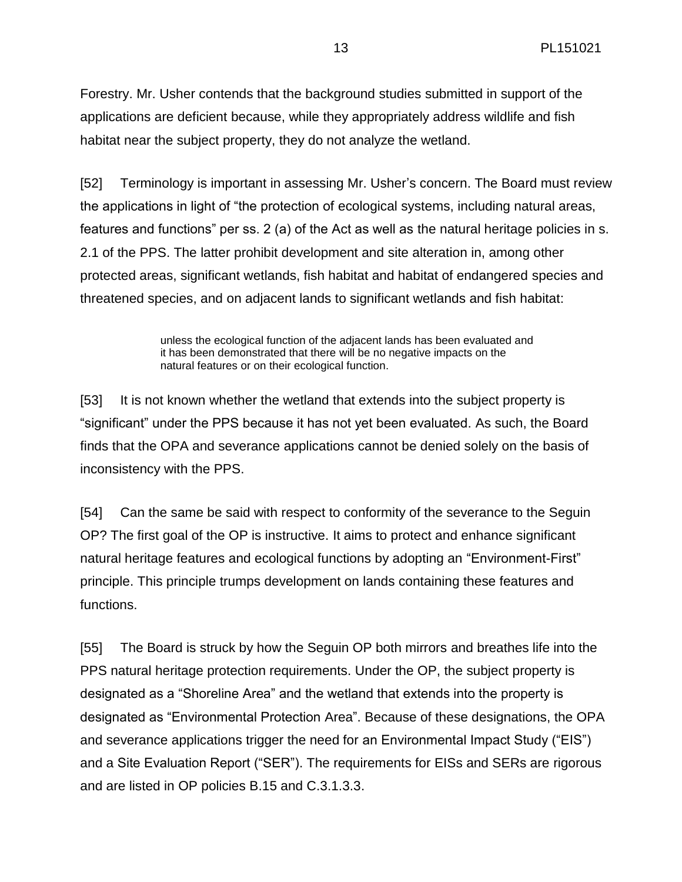Forestry. Mr. Usher contends that the background studies submitted in support of the applications are deficient because, while they appropriately address wildlife and fish habitat near the subject property, they do not analyze the wetland.

[52] Terminology is important in assessing Mr. Usher's concern. The Board must review the applications in light of "the protection of ecological systems, including natural areas, features and functions" per ss. 2 (a) of the Act as well as the natural heritage policies in s. 2.1 of the PPS. The latter prohibit development and site alteration in, among other protected areas, significant wetlands, fish habitat and habitat of endangered species and threatened species, and on adjacent lands to significant wetlands and fish habitat:

> unless the ecological function of the adjacent lands has been evaluated and it has been demonstrated that there will be no negative impacts on the natural features or on their ecological function.

[53] It is not known whether the wetland that extends into the subject property is "significant" under the PPS because it has not yet been evaluated. As such, the Board finds that the OPA and severance applications cannot be denied solely on the basis of inconsistency with the PPS.

[54] Can the same be said with respect to conformity of the severance to the Seguin OP? The first goal of the OP is instructive. It aims to protect and enhance significant natural heritage features and ecological functions by adopting an "Environment-First" principle. This principle trumps development on lands containing these features and functions.

[55] The Board is struck by how the Seguin OP both mirrors and breathes life into the PPS natural heritage protection requirements. Under the OP, the subject property is designated as a "Shoreline Area" and the wetland that extends into the property is designated as "Environmental Protection Area". Because of these designations, the OPA and severance applications trigger the need for an Environmental Impact Study ("EIS") and a Site Evaluation Report ("SER"). The requirements for EISs and SERs are rigorous and are listed in OP policies B.15 and C.3.1.3.3.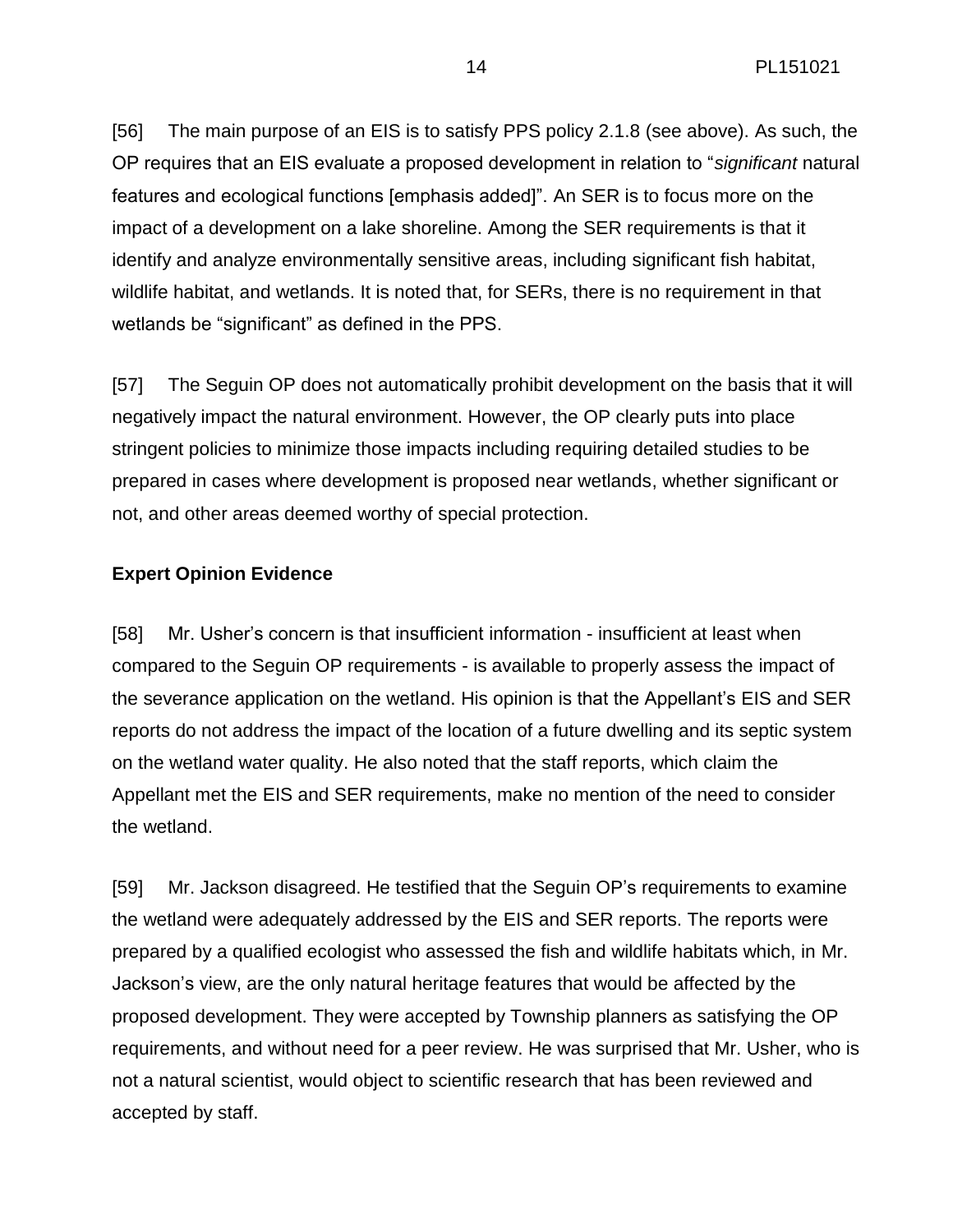[56] The main purpose of an EIS is to satisfy PPS policy 2.1.8 (see above). As such, the OP requires that an EIS evaluate a proposed development in relation to "*significant* natural features and ecological functions [emphasis added]". An SER is to focus more on the impact of a development on a lake shoreline. Among the SER requirements is that it identify and analyze environmentally sensitive areas, including significant fish habitat, wildlife habitat, and wetlands. It is noted that, for SERs, there is no requirement in that wetlands be "significant" as defined in the PPS.

[57] The Seguin OP does not automatically prohibit development on the basis that it will negatively impact the natural environment. However, the OP clearly puts into place stringent policies to minimize those impacts including requiring detailed studies to be prepared in cases where development is proposed near wetlands, whether significant or not, and other areas deemed worthy of special protection.

**Expert Opinion Evidence**

[58] Mr. Usher's concern is that insufficient information - insufficient at least when compared to the Seguin OP requirements - is available to properly assess the impact of the severance application on the wetland. His opinion is that the Appellant's EIS and SER reports do not address the impact of the location of a future dwelling and its septic system on the wetland water quality. He also noted that the staff reports, which claim the Appellant met the EIS and SER requirements, make no mention of the need to consider the wetland.

[59] Mr. Jackson disagreed. He testified that the Seguin OP's requirements to examine the wetland were adequately addressed by the EIS and SER reports. The reports were prepared by a qualified ecologist who assessed the fish and wildlife habitats which, in Mr. Jackson's view, are the only natural heritage features that would be affected by the proposed development. They were accepted by Township planners as satisfying the OP requirements, and without need for a peer review. He was surprised that Mr. Usher, who is not a natural scientist, would object to scientific research that has been reviewed and accepted by staff.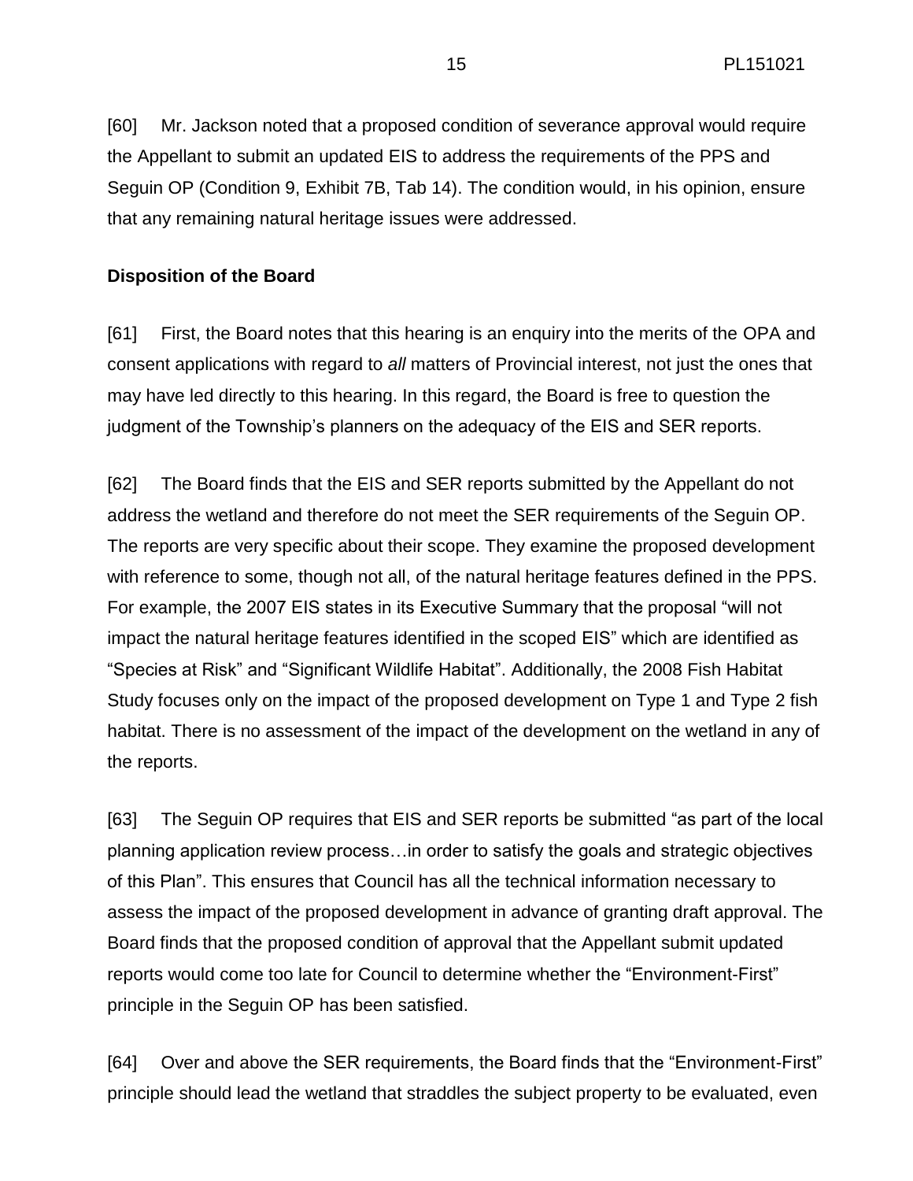[60] Mr. Jackson noted that a proposed condition of severance approval would require the Appellant to submit an updated EIS to address the requirements of the PPS and Seguin OP (Condition 9, Exhibit 7B, Tab 14). The condition would, in his opinion, ensure that any remaining natural heritage issues were addressed.

**Disposition of the Board**

[61] First, the Board notes that this hearing is an enquiry into the merits of the OPA and consent applications with regard to *all* matters of Provincial interest, not just the ones that may have led directly to this hearing. In this regard, the Board is free to question the judgment of the Township's planners on the adequacy of the EIS and SER reports.

[62] The Board finds that the EIS and SER reports submitted by the Appellant do not address the wetland and therefore do not meet the SER requirements of the Seguin OP. The reports are very specific about their scope. They examine the proposed development with reference to some, though not all, of the natural heritage features defined in the PPS. For example, the 2007 EIS states in its Executive Summary that the proposal "will not impact the natural heritage features identified in the scoped EIS" which are identified as "Species at Risk" and "Significant Wildlife Habitat". Additionally, the 2008 Fish Habitat Study focuses only on the impact of the proposed development on Type 1 and Type 2 fish habitat. There is no assessment of the impact of the development on the wetland in any of the reports.

[63] The Seguin OP requires that EIS and SER reports be submitted "as part of the local planning application review process…in order to satisfy the goals and strategic objectives of this Plan". This ensures that Council has all the technical information necessary to assess the impact of the proposed development in advance of granting draft approval. The Board finds that the proposed condition of approval that the Appellant submit updated reports would come too late for Council to determine whether the "Environment-First" principle in the Seguin OP has been satisfied.

[64] Over and above the SER requirements, the Board finds that the "Environment-First" principle should lead the wetland that straddles the subject property to be evaluated, even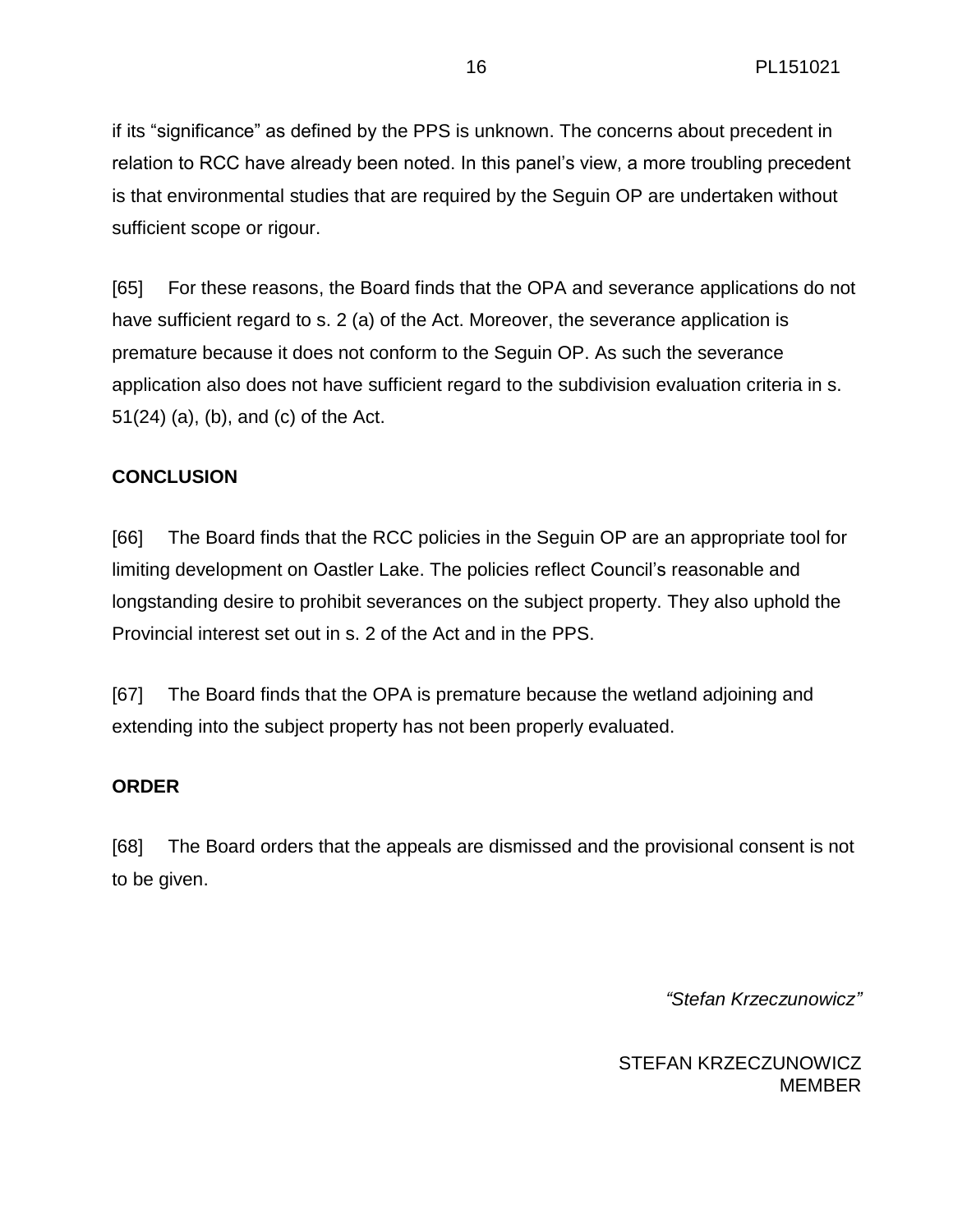if its “significance” as defined by the PPS is unknown. The concerns about precedent in relation to RCC have already been noted. In this panel’s view, a more troubling precedent is that environmental studies that are required by the Seguin OP are undertaken without sufficient scope or rigour.

[65] For these reasons, the Board finds that the OPA and severance applications do not have sufficient regard to s. 2 (a) of the Act. Moreover, the severance application is premature because it does not conform to the Seguin OP. As such the severance application also does not have sufficient regard to the subdivision evaluation criteria in s. 51(24) (a), (b), and (c) of the Act.

## CONCLUSION

[66] The Board finds that the RCC policies in the Seguin OP are an appropriate tool for limiting development on Oastler Lake. The policies reflect Council’s reasonable and longstanding desire to prohibit severances on the subject property. They also uphold the Provincial interest set out in s. 2 of the Act and in the PPS.

[67] The Board finds that the OPA is premature because the wetland adjoining and extending into the subject property has not been properly evaluated.

## ORDER

[68] The Board orders that the appeals are dismissed and the provisional consent is not to be given.

*“Stefan Krzeczunowicz”*

STEFAN KRZECZUNOWICZ
MEMBER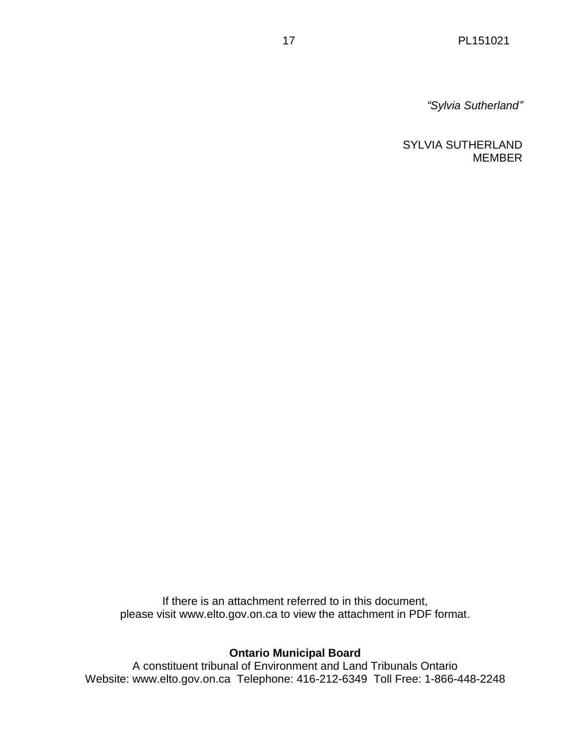*"Sylvia Sutherland"*

SYLVIA SUTHERLAND
MEMBER

If there is an attachment referred to in this document,
please visit www.elto.gov.on.ca to view the attachment in PDF format.

**Ontario Municipal Board**
A constituent tribunal of Environment and Land Tribunals Ontario
Website: www.elto.gov.on.ca Telephone: 416-212-6349 Toll Free: 1-866-448-2248